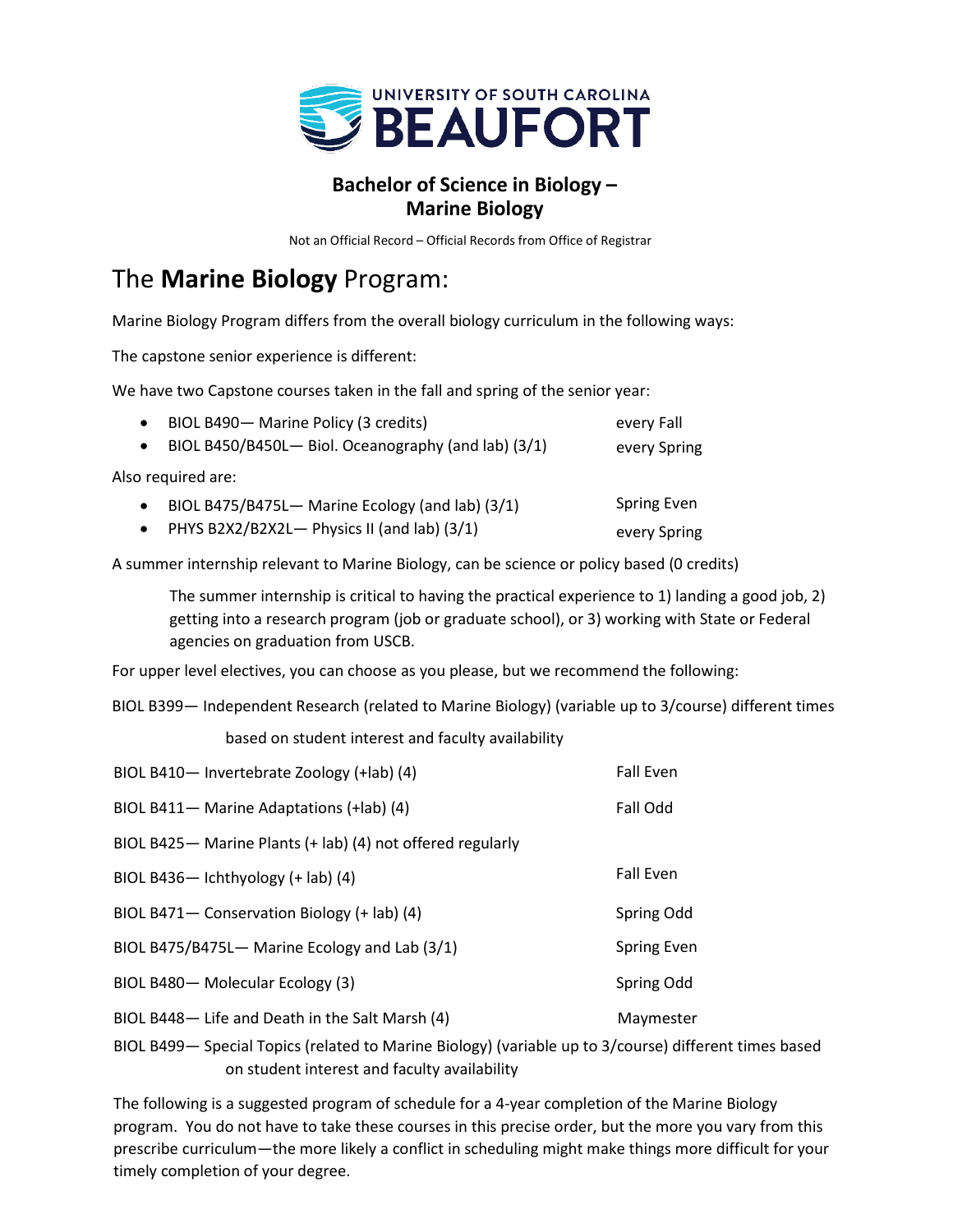UNIVERSITY OF SOUTH CAROLINA BEAUFORT

## Bachelor of Science in Biology – Marine Biology

Not an Official Record – Official Records from Office of Registrar

# The **Marine Biology** Program:

Marine Biology Program differs from the overall biology curriculum in the following ways:

The capstone senior experience is different:

We have two Capstone courses taken in the fall and spring of the senior year:

- BIOL B490— Marine Policy (3 credits) — every Fall
- BIOL B450/B450L— Biol. Oceanography (and lab) (3/1) — every Spring

Also required are:

- BIOL B475/B475L— Marine Ecology (and lab) (3/1) — Spring Even
- PHYS B2X2/B2X2L— Physics II (and lab) (3/1) — every Spring

A summer internship relevant to Marine Biology, can be science or policy based (0 credits)

> The summer internship is critical to having the practical experience to 1) landing a good job, 2) getting into a research program (job or graduate school), or 3) working with State or Federal agencies on graduation from USCB.

For upper level electives, you can choose as you please, but we recommend the following:

BIOL B399— Independent Research (related to Marine Biology) (variable up to 3/course) different times based on student interest and faculty availability

| Course | Offered |
|---|---|
| BIOL B410— Invertebrate Zoology (+lab) (4) | Fall Even |
| BIOL B411— Marine Adaptations (+lab) (4) | Fall Odd |
| BIOL B425— Marine Plants (+ lab) (4) not offered regularly | |
| BIOL B436— Ichthyology (+ lab) (4) | Fall Even |
| BIOL B471— Conservation Biology (+ lab) (4) | Spring Odd |
| BIOL B475/B475L— Marine Ecology and Lab (3/1) | Spring Even |
| BIOL B480— Molecular Ecology (3) | Spring Odd |
| BIOL B448— Life and Death in the Salt Marsh (4) | Maymester |

BIOL B499— Special Topics (related to Marine Biology) (variable up to 3/course) different times based on student interest and faculty availability

The following is a suggested program of schedule for a 4-year completion of the Marine Biology program. You do not have to take these courses in this precise order, but the more you vary from this prescribe curriculum—the more likely a conflict in scheduling might make things more difficult for your timely completion of your degree.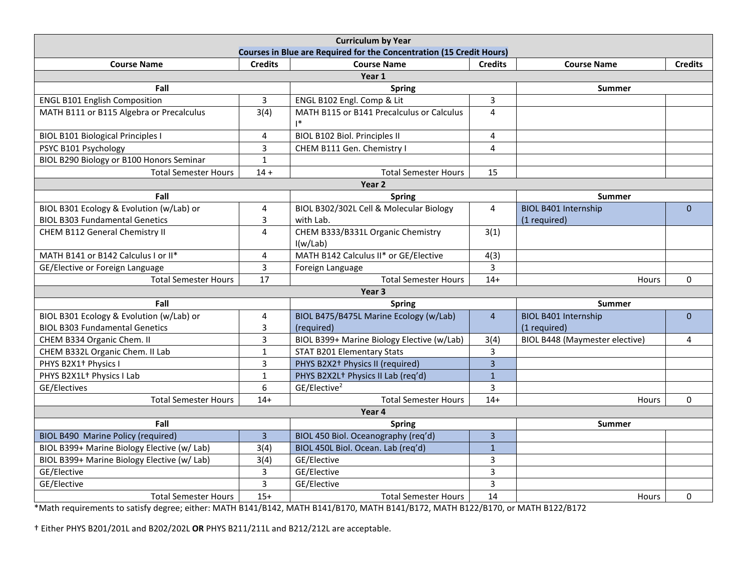| Curriculum by Year<br>Courses in Blue are Required for the Concentration (15 Credit Hours) | | | | | |
|---|---|---|---|---|---|
| **Course Name** | **Credits** | **Course Name** | **Credits** | **Course Name** | **Credits** |
| **Year 1** | | | | | |
| **Fall** | | **Spring** | | **Summer** | |
| ENGL B101 English Composition | 3 | ENGL B102 Engl. Comp & Lit | 3 | | |
| MATH B111 or B115 Algebra or Precalculus | 3(4) | MATH B115 or B141 Precalculus or Calculus I* | 4 | | |
| BIOL B101 Biological Principles I | 4 | BIOL B102 Biol. Principles II | 4 | | |
| PSYC B101 Psychology | 3 | CHEM B111 Gen. Chemistry I | 4 | | |
| BIOL B290 Biology or B100 Honors Seminar | 1 | | | | |
| Total Semester Hours | 14 + | Total Semester Hours | 15 | | |
| **Year 2** | | | | | |
| **Fall** | | **Spring** | | **Summer** | |
| BIOL B301 Ecology & Evolution (w/Lab) or<br>BIOL B303 Fundamental Genetics | 4<br>3 | BIOL B302/302L Cell & Molecular Biology with Lab. | 4 | BIOL B401 Internship<br>(1 required) | 0 |
| CHEM B112 General Chemistry II | 4 | CHEM B333/B331L Organic Chemistry I(w/Lab) | 3(1) | | |
| MATH B141 or B142 Calculus I or II* | 4 | MATH B142 Calculus II* or GE/Elective | 4(3) | | |
| GE/Elective or Foreign Language | 3 | Foreign Language | 3 | | |
| Total Semester Hours | 17 | Total Semester Hours | 14+ | Hours | 0 |
| **Year 3** | | | | | |
| **Fall** | | **Spring** | | **Summer** | |
| BIOL B301 Ecology & Evolution (w/Lab) or<br>BIOL B303 Fundamental Genetics | 4<br>3 | BIOL B475/B475L Marine Ecology (w/Lab) (required) | 4 | BIOL B401 Internship<br>(1 required) | 0 |
| CHEM B334 Organic Chem. II | 3 | BIOL B399+ Marine Biology Elective (w/Lab) | 3(4) | BIOL B448 (Maymester elective) | 4 |
| CHEM B332L Organic Chem. II Lab | 1 | STAT B201 Elementary Stats | 3 | | |
| PHYS B2X1† Physics I | 3 | PHYS B2X2† Physics II (required) | 3 | | |
| PHYS B2X1L† Physics I Lab | 1 | PHYS B2X2L† Physics II Lab (req'd) | 1 | | |
| GE/Electives | 6 | GE/Elective[2] | 3 | | |
| Total Semester Hours | 14+ | Total Semester Hours | 14+ | Hours | 0 |
| **Year 4** | | | | | |
| **Fall** | | **Spring** | | **Summer** | |
| BIOL B490 Marine Policy (required) | 3 | BIOL 450 Biol. Oceanography (req'd) | 3 | | |
| BIOL B399+ Marine Biology Elective (w/ Lab) | 3(4) | BIOL 450L Biol. Ocean. Lab (req'd) | 1 | | |
| BIOL B399+ Marine Biology Elective (w/ Lab) | 3(4) | GE/Elective | 3 | | |
| GE/Elective | 3 | GE/Elective | 3 | | |
| GE/Elective | 3 | GE/Elective | 3 | | |
| Total Semester Hours | 15+ | Total Semester Hours | 14 | Hours | 0 |

*Math requirements to satisfy degree; either: MATH B141/B142, MATH B141/B170, MATH B141/B172, MATH B122/B170, or MATH B122/B172

† Either PHYS B201/201L and B202/202L **OR** PHYS B211/211L and B212/212L are acceptable.